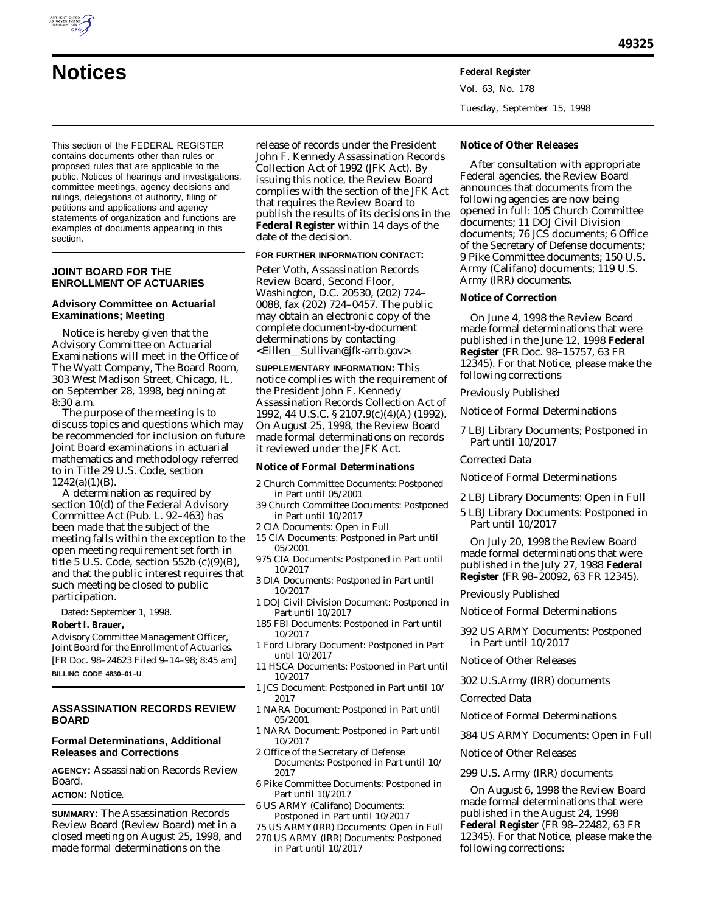# Notices

This section of the FEDERAL REGISTER contains documents other than rules or proposed rules that are applicable to the public. Notices of hearings and investigations, committee meetings, agency decisions and rulings, delegations of authority, filing of petitions and applications and agency statements of organization and functions are examples of documents appearing in this section.

## JOINT BOARD FOR THE ENROLLMENT OF ACTUARIES

### Advisory Committee on Actuarial Examinations; Meeting

Notice is hereby given that the Advisory Committee on Actuarial Examinations will meet in the Office of The Wyatt Company, The Board Room, 303 West Madison Street, Chicago, IL, on September 28, 1998, beginning at 8:30 a.m.

The purpose of the meeting is to discuss topics and questions which may be recommended for inclusion on future Joint Board examinations in actuarial mathematics and methodology referred to in Title 29 U.S. Code, section 1242(a)(1)(B).

A determination as required by section 10(d) of the Federal Advisory Committee Act (Pub. L. 92–463) has been made that the subject of the meeting falls within the exception to the open meeting requirement set forth in title 5 U.S. Code, section 552b (c)(9)(B), and that the public interest requires that such meeting be closed to public participation.

Dated: September 1, 1998.

**Robert I. Brauer,**

*Advisory Committee Management Officer, Joint Board for the Enrollment of Actuaries.*

[FR Doc. 98–24623 Filed 9–14–98; 8:45 am]

**BILLING CODE 4830–01–U**

## ASSASSINATION RECORDS REVIEW BOARD

### Formal Determinations, Additional Releases and Corrections

**AGENCY:** Assassination Records Review Board.

**ACTION:** Notice.

**SUMMARY:** The Assassination Records Review Board (Review Board) met in a closed meeting on August 25, 1998, and made formal determinations on the release of records under the President John F. Kennedy Assassination Records Collection Act of 1992 (JFK Act). By issuing this notice, the Review Board complies with the section of the JFK Act that requires the Review Board to publish the results of its decisions in the **Federal Register** within 14 days of the date of the decision.

**FOR FURTHER INFORMATION CONTACT:** Peter Voth, Assassination Records Review Board, Second Floor, Washington, D.C. 20530, (202) 724–0088, fax (202) 724–0457. The public may obtain an electronic copy of the complete document-by-document determinations by contacting <Eillen__Sullivan@jfk-arrb.gov>.

**SUPPLEMENTARY INFORMATION:** This notice complies with the requirement of the President John F. Kennedy Assassination Records Collection Act of 1992, 44 U.S.C. § 2107.9(c)(4)(A) (1992). On August 25, 1998, the Review Board made formal determinations on records it reviewed under the JFK Act.

**Notice of Formal Determinations**

- 2 Church Committee Documents: Postponed in Part until 05/2001
- 39 Church Committee Documents: Postponed in Part until 10/2017
- 2 CIA Documents: Open in Full
- 15 CIA Documents: Postponed in Part until 05/2001
- 975 CIA Documents: Postponed in Part until 10/2017
- 3 DIA Documents: Postponed in Part until 10/2017
- 1 DOJ Civil Division Document: Postponed in Part until 10/2017
- 185 FBI Documents: Postponed in Part until 10/2017
- 1 Ford Library Document: Postponed in Part until 10/2017
- 11 HSCA Documents: Postponed in Part until 10/2017
- 1 JCS Document: Postponed in Part until 10/2017
- 1 NARA Document: Postponed in Part until 05/2001
- 1 NARA Document: Postponed in Part until 10/2017
- 2 Office of the Secretary of Defense Documents: Postponed in Part until 10/2017
- 6 Pike Committee Documents: Postponed in Part until 10/2017
- 6 US ARMY (Califano) Documents: Postponed in Part until 10/2017
- 75 US ARMY(IRR) Documents: Open in Full
- 270 US ARMY (IRR) Documents: Postponed in Part until 10/2017

**Notice of Other Releases**

After consultation with appropriate Federal agencies, the Review Board announces that documents from the following agencies are now being opened in full: 105 Church Committee documents; 11 DOJ Civil Division documents; 76 JCS documents; 6 Office of the Secretary of Defense documents; 9 Pike Committee documents; 150 U.S. Army (Califano) documents; 119 U.S. Army (IRR) documents.

**Notice of Correction**

On June 4, 1998 the Review Board made formal determinations that were published in the June 12, 1998 **Federal Register** (FR Doc. 98–15757, 63 FR 12345). For that Notice, please make the following corrections

Previously Published

Notice of Formal Determinations

- 7 LBJ Library Documents; Postponed in Part until 10/2017

Corrected Data

Notice of Formal Determinations

- 2 LBJ Library Documents: Open in Full
- 5 LBJ Library Documents: Postponed in Part until 10/2017

On July 20, 1998 the Review Board made formal determinations that were published in the July 27, 1988 **Federal Register** (FR 98–20092, 63 FR 12345).

Previously Published

Notice of Formal Determinations

- 392 US ARMY Documents: Postponed in Part until 10/2017

Notice of Other Releases

- 302 U.S.Army (IRR) documents

Corrected Data

Notice of Formal Determinations

- 384 US ARMY Documents: Open in Full

Notice of Other Releases

- 299 U.S. Army (IRR) documents

On August 6, 1998 the Review Board made formal determinations that were published in the August 24, 1998 **Federal Register** (FR 98–22482, 63 FR 12345). For that Notice, please make the following corrections: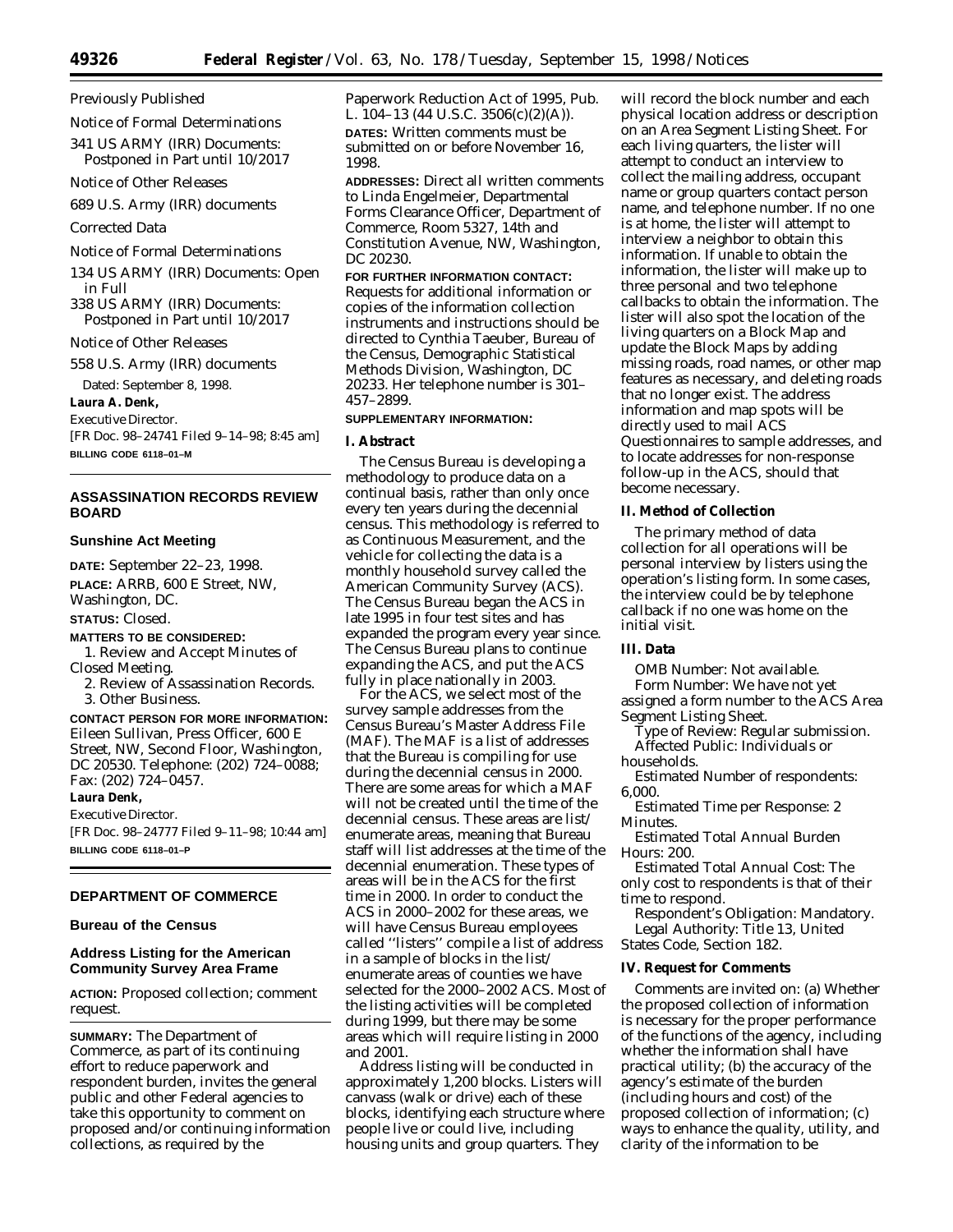Previously Published

Notice of Formal Determinations

341 US ARMY (IRR) Documents: Postponed in Part until 10/2017

Notice of Other Releases

689 U.S. Army (IRR) documents

Corrected Data

Notice of Formal Determinations

134 US ARMY (IRR) Documents: Open in Full

338 US ARMY (IRR) Documents: Postponed in Part until 10/2017

Notice of Other Releases

558 U.S. Army (IRR) documents

Dated: September 8, 1998.

**Laura A. Denk,**

*Executive Director.*

[FR Doc. 98–24741 Filed 9–14–98; 8:45 am]

**BILLING CODE 6118–01–M**

---

## ASSASSINATION RECORDS REVIEW BOARD

### Sunshine Act Meeting

**DATE:** September 22–23, 1998.

**PLACE:** ARRB, 600 E Street, NW, Washington, DC.

**STATUS:** Closed.

**MATTERS TO BE CONSIDERED:**

1. Review and Accept Minutes of Closed Meeting.
2. Review of Assassination Records.
3. Other Business.

**CONTACT PERSON FOR MORE INFORMATION:** Eileen Sullivan, Press Officer, 600 E Street, NW, Second Floor, Washington, DC 20530. Telephone: (202) 724–0088; Fax: (202) 724–0457.

**Laura Denk,**

*Executive Director.*

[FR Doc. 98–24777 Filed 9–11–98; 10:44 am]

**BILLING CODE 6118–01–P**

---

## DEPARTMENT OF COMMERCE

### Bureau of the Census

### Address Listing for the American Community Survey Area Frame

**ACTION:** Proposed collection; comment request.

**SUMMARY:** The Department of Commerce, as part of its continuing effort to reduce paperwork and respondent burden, invites the general public and other Federal agencies to take this opportunity to comment on proposed and/or continuing information collections, as required by the Paperwork Reduction Act of 1995, Pub. L. 104–13 (44 U.S.C. 3506(c)(2)(A)).

**DATES:** Written comments must be submitted on or before November 16, 1998.

**ADDRESSES:** Direct all written comments to Linda Engelmeier, Departmental Forms Clearance Officer, Department of Commerce, Room 5327, 14th and Constitution Avenue, NW, Washington, DC 20230.

**FOR FURTHER INFORMATION CONTACT:** Requests for additional information or copies of the information collection instruments and instructions should be directed to Cynthia Taeuber, Bureau of the Census, Demographic Statistical Methods Division, Washington, DC 20233. Her telephone number is 301–457–2899.

**SUPPLEMENTARY INFORMATION:**

### I. Abstract

The Census Bureau is developing a methodology to produce data on a continual basis, rather than only once every ten years during the decennial census. This methodology is referred to as Continuous Measurement, and the vehicle for collecting the data is a monthly household survey called the American Community Survey (ACS). The Census Bureau began the ACS in late 1995 in four test sites and has expanded the program every year since. The Census Bureau plans to continue expanding the ACS, and put the ACS fully in place nationally in 2003.

For the ACS, we select most of the survey sample addresses from the Census Bureau's Master Address File (MAF). The MAF is a list of addresses that the Bureau is compiling for use during the decennial census in 2000. There are some areas for which a MAF will not be created until the time of the decennial census. These areas are list/enumerate areas, meaning that Bureau staff will list addresses at the time of the decennial enumeration. These types of areas will be in the ACS for the first time in 2000. In order to conduct the ACS in 2000–2002 for these areas, we will have Census Bureau employees called ''listers'' compile a list of address in a sample of blocks in the list/enumerate areas of counties we have selected for the 2000–2002 ACS. Most of the listing activities will be completed during 1999, but there may be some areas which will require listing in 2000 and 2001.

Address listing will be conducted in approximately 1,200 blocks. Listers will canvass (walk or drive) each of these blocks, identifying each structure where people live or could live, including housing units and group quarters. They will record the block number and each physical location address or description on an Area Segment Listing Sheet. For each living quarters, the lister will attempt to conduct an interview to collect the mailing address, occupant name or group quarters contact person name, and telephone number. If no one is at home, the lister will attempt to interview a neighbor to obtain this information. If unable to obtain the information, the lister will make up to three personal and two telephone callbacks to obtain the information. The lister will also spot the location of the living quarters on a Block Map and update the Block Maps by adding missing roads, road names, or other map features as necessary, and deleting roads that no longer exist. The address information and map spots will be directly used to mail ACS Questionnaires to sample addresses, and to locate addresses for non-response follow-up in the ACS, should that become necessary.

### II. Method of Collection

The primary method of data collection for all operations will be personal interview by listers using the operation's listing form. In some cases, the interview could be by telephone callback if no one was home on the initial visit.

### III. Data

*OMB Number:* Not available.

*Form Number:* We have not yet assigned a form number to the ACS Area Segment Listing Sheet.

*Type of Review:* Regular submission.

*Affected Public:* Individuals or households.

*Estimated Number of respondents:* 6,000.

*Estimated Time per Response:* 2 Minutes.

*Estimated Total Annual Burden Hours:* 200.

*Estimated Total Annual Cost:* The only cost to respondents is that of their time to respond.

*Respondent's Obligation:* Mandatory.

*Legal Authority:* Title 13, United States Code, Section 182.

### IV. Request for Comments

Comments are invited on: (a) Whether the proposed collection of information is necessary for the proper performance of the functions of the agency, including whether the information shall have practical utility; (b) the accuracy of the agency's estimate of the burden (including hours and cost) of the proposed collection of information; (c) ways to enhance the quality, utility, and clarity of the information to be